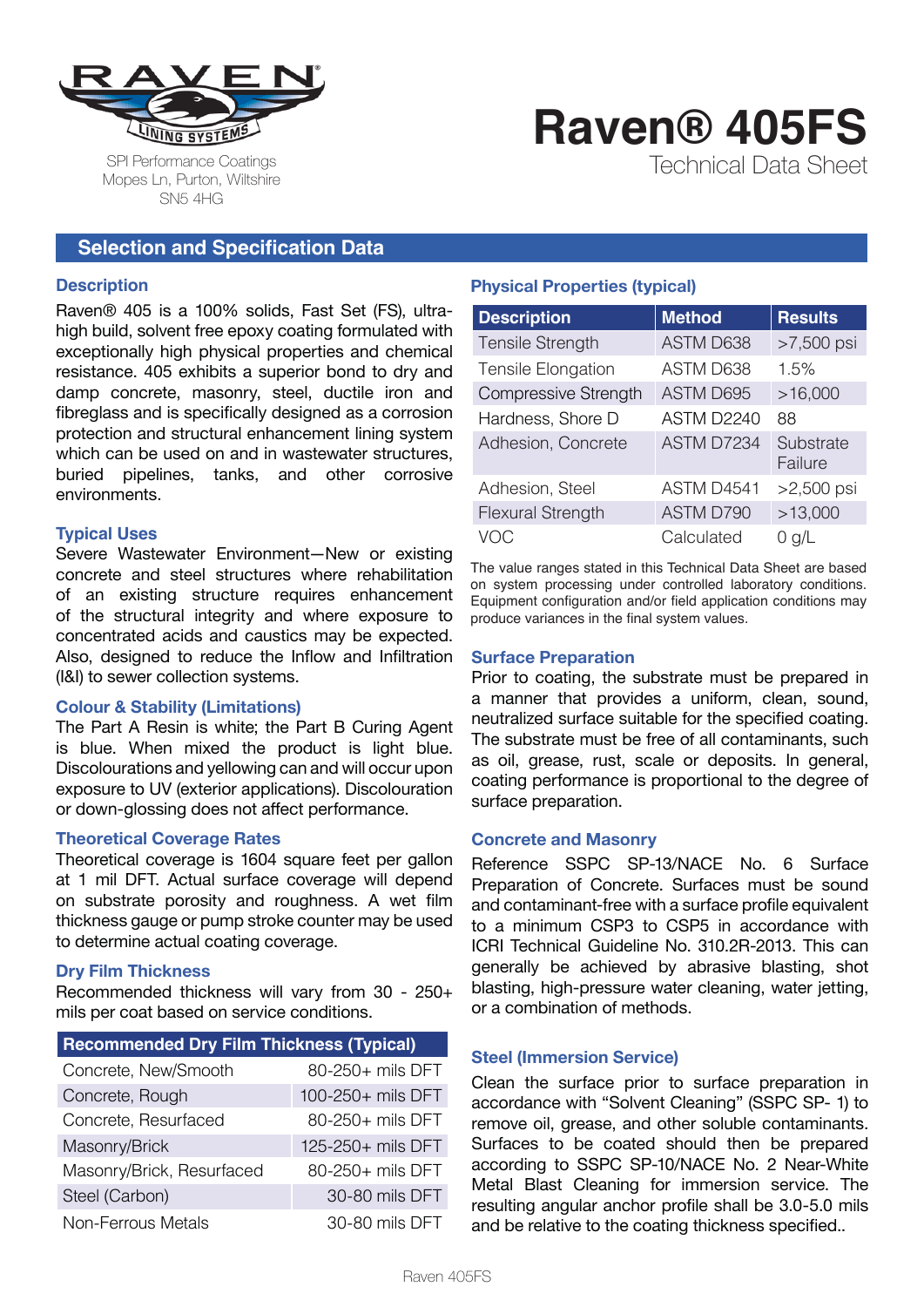RAVEN LINING SYSTEMS

SPI Performance Coatings
Mopes Ln, Purton, Wiltshire
SN5 4HG

# Raven® 405FS

Technical Data Sheet

## Selection and Specification Data

### Description

Raven® 405 is a 100% solids, Fast Set (FS), ultra-high build, solvent free epoxy coating formulated with exceptionally high physical properties and chemical resistance. 405 exhibits a superior bond to dry and damp concrete, masonry, steel, ductile iron and fibreglass and is specifically designed as a corrosion protection and structural enhancement lining system which can be used on and in wastewater structures, buried pipelines, tanks, and other corrosive environments.

### Typical Uses

Severe Wastewater Environment—New or existing concrete and steel structures where rehabilitation of an existing structure requires enhancement of the structural integrity and where exposure to concentrated acids and caustics may be expected. Also, designed to reduce the Inflow and Infiltration (I&I) to sewer collection systems.

### Colour & Stability (Limitations)

The Part A Resin is white; the Part B Curing Agent is blue. When mixed the product is light blue. Discolourations and yellowing can and will occur upon exposure to UV (exterior applications). Discolouration or down-glossing does not affect performance.

### Theoretical Coverage Rates

Theoretical coverage is 1604 square feet per gallon at 1 mil DFT. Actual surface coverage will depend on substrate porosity and roughness. A wet film thickness gauge or pump stroke counter may be used to determine actual coating coverage.

### Dry Film Thickness

Recommended thickness will vary from 30 - 250+ mils per coat based on service conditions.

| Recommended Dry Film Thickness (Typical) | |
|---|---|
| Concrete, New/Smooth | 80-250+ mils DFT |
| Concrete, Rough | 100-250+ mils DFT |
| Concrete, Resurfaced | 80-250+ mils DFT |
| Masonry/Brick | 125-250+ mils DFT |
| Masonry/Brick, Resurfaced | 80-250+ mils DFT |
| Steel (Carbon) | 30-80 mils DFT |
| Non-Ferrous Metals | 30-80 mils DFT |

### Physical Properties (typical)

| Description | Method | Results |
|---|---|---|
| Tensile Strength | ASTM D638 | >7,500 psi |
| Tensile Elongation | ASTM D638 | 1.5% |
| Compressive Strength | ASTM D695 | >16,000 |
| Hardness, Shore D | ASTM D2240 | 88 |
| Adhesion, Concrete | ASTM D7234 | Substrate Failure |
| Adhesion, Steel | ASTM D4541 | >2,500 psi |
| Flexural Strength | ASTM D790 | >13,000 |
| VOC | Calculated | 0 g/L |

The value ranges stated in this Technical Data Sheet are based on system processing under controlled laboratory conditions. Equipment configuration and/or field application conditions may produce variances in the final system values.

### Surface Preparation

Prior to coating, the substrate must be prepared in a manner that provides a uniform, clean, sound, neutralized surface suitable for the specified coating. The substrate must be free of all contaminants, such as oil, grease, rust, scale or deposits. In general, coating performance is proportional to the degree of surface preparation.

### Concrete and Masonry

Reference SSPC SP-13/NACE No. 6 Surface Preparation of Concrete. Surfaces must be sound and contaminant-free with a surface profile equivalent to a minimum CSP3 to CSP5 in accordance with ICRI Technical Guideline No. 310.2R-2013. This can generally be achieved by abrasive blasting, shot blasting, high-pressure water cleaning, water jetting, or a combination of methods.

### Steel (Immersion Service)

Clean the surface prior to surface preparation in accordance with "Solvent Cleaning" (SSPC SP- 1) to remove oil, grease, and other soluble contaminants. Surfaces to be coated should then be prepared according to SSPC SP-10/NACE No. 2 Near-White Metal Blast Cleaning for immersion service. The resulting angular anchor profile shall be 3.0-5.0 mils and be relative to the coating thickness specified..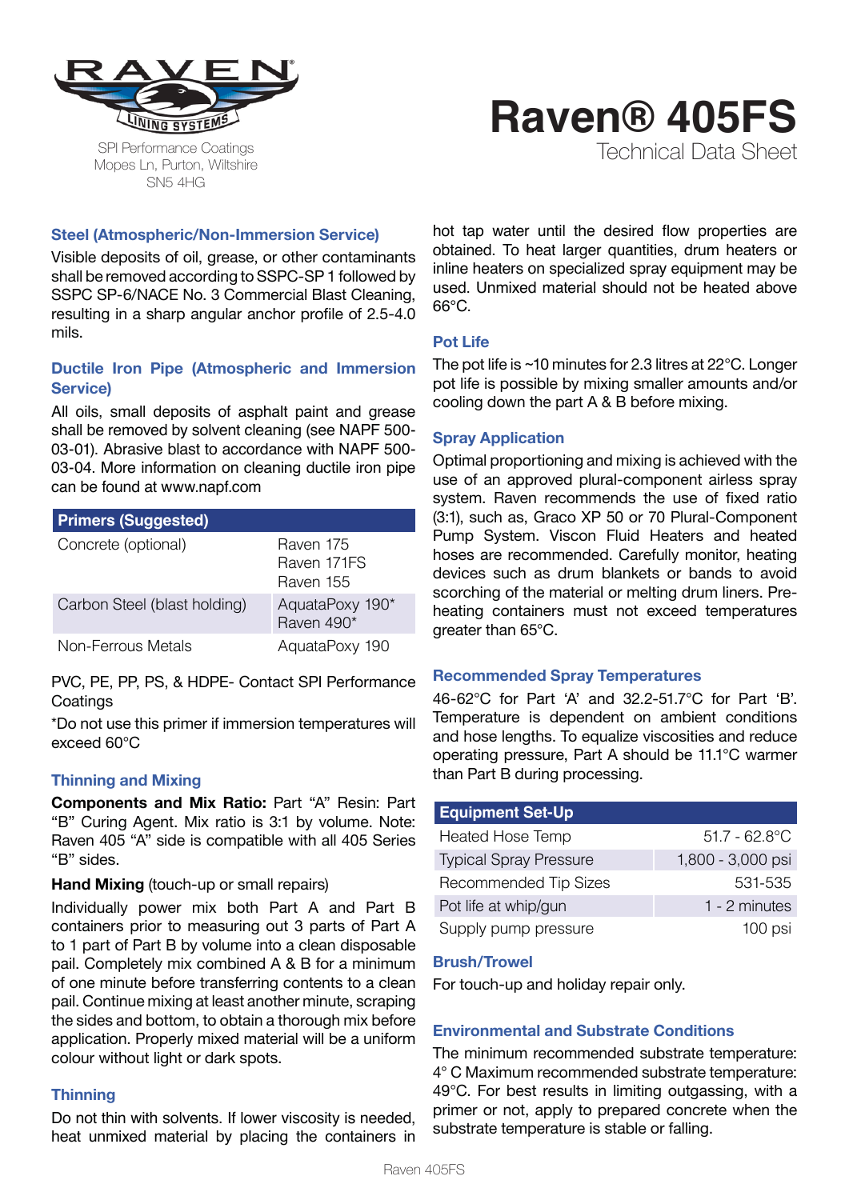# Raven® 405FS

Technical Data Sheet

## Steel (Atmospheric/Non-Immersion Service)

Visible deposits of oil, grease, or other contaminants shall be removed according to SSPC-SP 1 followed by SSPC SP-6/NACE No. 3 Commercial Blast Cleaning, resulting in a sharp angular anchor profile of 2.5-4.0 mils.

## Ductile Iron Pipe (Atmospheric and Immersion Service)

All oils, small deposits of asphalt paint and grease shall be removed by solvent cleaning (see NAPF 500-03-01). Abrasive blast to accordance with NAPF 500-03-04. More information on cleaning ductile iron pipe can be found at www.napf.com

| Primers (Suggested) | |
|---|---|
| Concrete (optional) | Raven 175<br>Raven 171FS<br>Raven 155 |
| Carbon Steel (blast holding) | AquataPoxy 190*<br>Raven 490* |
| Non-Ferrous Metals | AquataPoxy 190 |

PVC, PE, PP, PS, & HDPE- Contact SPI Performance Coatings

*Do not use this primer if immersion temperatures will exceed 60°C

## Thinning and Mixing

**Components and Mix Ratio:** Part “A” Resin: Part “B” Curing Agent. Mix ratio is 3:1 by volume. Note: Raven 405 “A” side is compatible with all 405 Series “B” sides.

**Hand Mixing** (touch-up or small repairs)

Individually power mix both Part A and Part B containers prior to measuring out 3 parts of Part A to 1 part of Part B by volume into a clean disposable pail. Completely mix combined A & B for a minimum of one minute before transferring contents to a clean pail. Continue mixing at least another minute, scraping the sides and bottom, to obtain a thorough mix before application. Properly mixed material will be a uniform colour without light or dark spots.

## Thinning

Do not thin with solvents. If lower viscosity is needed, heat unmixed material by placing the containers in hot tap water until the desired flow properties are obtained. To heat larger quantities, drum heaters or inline heaters on specialized spray equipment may be used. Unmixed material should not be heated above 66°C.

## Pot Life

The pot life is ~10 minutes for 2.3 litres at 22°C. Longer pot life is possible by mixing smaller amounts and/or cooling down the part A & B before mixing.

## Spray Application

Optimal proportioning and mixing is achieved with the use of an approved plural-component airless spray system. Raven recommends the use of fixed ratio (3:1), such as, Graco XP 50 or 70 Plural-Component Pump System. Viscon Fluid Heaters and heated hoses are recommended. Carefully monitor, heating devices such as drum blankets or bands to avoid scorching of the material or melting drum liners. Pre-heating containers must not exceed temperatures greater than 65°C.

## Recommended Spray Temperatures

46-62°C for Part ‘A’ and 32.2-51.7°C for Part ‘B’. Temperature is dependent on ambient conditions and hose lengths. To equalize viscosities and reduce operating pressure, Part A should be 11.1°C warmer than Part B during processing.

| Equipment Set-Up | |
|---|---|
| Heated Hose Temp | 51.7 - 62.8°C |
| Typical Spray Pressure | 1,800 - 3,000 psi |
| Recommended Tip Sizes | 531-535 |
| Pot life at whip/gun | 1 - 2 minutes |
| Supply pump pressure | 100 psi |

## Brush/Trowel

For touch-up and holiday repair only.

## Environmental and Substrate Conditions

The minimum recommended substrate temperature: 4° C Maximum recommended substrate temperature: 49°C. For best results in limiting outgassing, with a primer or not, apply to prepared concrete when the substrate temperature is stable or falling.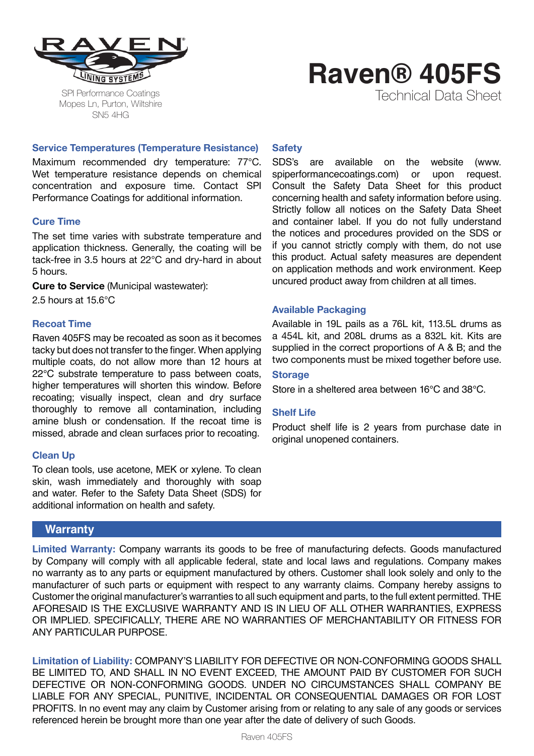SPI Performance Coatings
Mopes Ln, Purton, Wiltshire
SN5 4HG

# Raven® 405FS

Technical Data Sheet

### Service Temperatures (Temperature Resistance)

Maximum recommended dry temperature: 77°C. Wet temperature resistance depends on chemical concentration and exposure time. Contact SPI Performance Coatings for additional information.

### Cure Time

The set time varies with substrate temperature and application thickness. Generally, the coating will be tack-free in 3.5 hours at 22°C and dry-hard in about 5 hours.

**Cure to Service** (Municipal wastewater):

2.5 hours at 15.6°C

### Recoat Time

Raven 405FS may be recoated as soon as it becomes tacky but does not transfer to the finger. When applying multiple coats, do not allow more than 12 hours at 22°C substrate temperature to pass between coats, higher temperatures will shorten this window. Before recoating; visually inspect, clean and dry surface thoroughly to remove all contamination, including amine blush or condensation. If the recoat time is missed, abrade and clean surfaces prior to recoating.

### Clean Up

To clean tools, use acetone, MEK or xylene. To clean skin, wash immediately and thoroughly with soap and water. Refer to the Safety Data Sheet (SDS) for additional information on health and safety.

### Safety

SDS's are available on the website (www.spiperformancecoatings.com) or upon request. Consult the Safety Data Sheet for this product concerning health and safety information before using. Strictly follow all notices on the Safety Data Sheet and container label. If you do not fully understand the notices and procedures provided on the SDS or if you cannot strictly comply with them, do not use this product. Actual safety measures are dependent on application methods and work environment. Keep uncured product away from children at all times.

### Available Packaging

Available in 19L pails as a 76L kit, 113.5L drums as a 454L kit, and 208L drums as a 832L kit. Kits are supplied in the correct proportions of A & B; and the two components must be mixed together before use.

### Storage

Store in a sheltered area between 16°C and 38°C.

### Shelf Life

Product shelf life is 2 years from purchase date in original unopened containers.

## Warranty

**Limited Warranty:** Company warrants its goods to be free of manufacturing defects. Goods manufactured by Company will comply with all applicable federal, state and local laws and regulations. Company makes no warranty as to any parts or equipment manufactured by others. Customer shall look solely and only to the manufacturer of such parts or equipment with respect to any warranty claims. Company hereby assigns to Customer the original manufacturer's warranties to all such equipment and parts, to the full extent permitted. THE AFORESAID IS THE EXCLUSIVE WARRANTY AND IS IN LIEU OF ALL OTHER WARRANTIES, EXPRESS OR IMPLIED. SPECIFICALLY, THERE ARE NO WARRANTIES OF MERCHANTABILITY OR FITNESS FOR ANY PARTICULAR PURPOSE.

**Limitation of Liability:** COMPANY'S LIABILITY FOR DEFECTIVE OR NON-CONFORMING GOODS SHALL BE LIMITED TO, AND SHALL IN NO EVENT EXCEED, THE AMOUNT PAID BY CUSTOMER FOR SUCH DEFECTIVE OR NON-CONFORMING GOODS. UNDER NO CIRCUMSTANCES SHALL COMPANY BE LIABLE FOR ANY SPECIAL, PUNITIVE, INCIDENTAL OR CONSEQUENTIAL DAMAGES OR FOR LOST PROFITS. In no event may any claim by Customer arising from or relating to any sale of any goods or services referenced herein be brought more than one year after the date of delivery of such Goods.